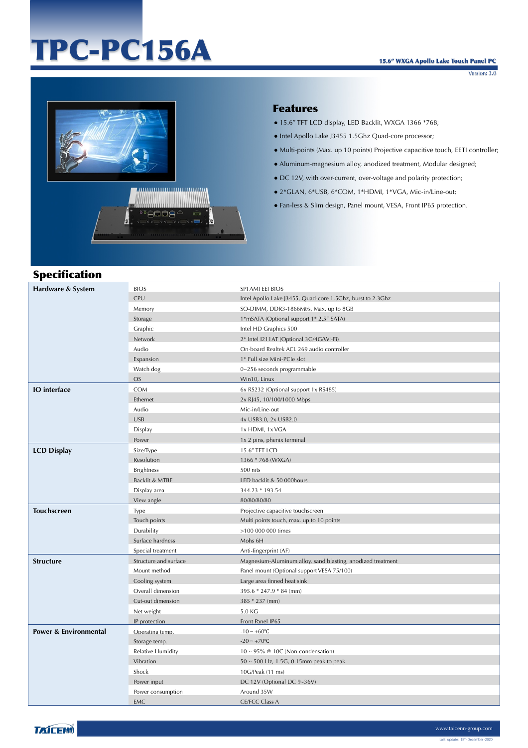# TPC-PC156A

**15.6" WXGA Apollo Lake Touch Panel PC**

Version: 3.0

## Features

- 15.6" TFT LCD display, LED Backlit, WXGA 1366 *768;
- Intel Apollo Lake J3455 1.5Ghz Quad-core processor;
- Multi-points (Max. up 10 points) Projective capacitive touch, EETI controller;
- Aluminum-magnesium alloy, anodized treatment, Modular designed;
- DC 12V, with over-current, over-voltage and polarity protection;
- 2*GLAN, 6*USB, 6*COM, 1*HDMI, 1*VGA, Mic-in/Line-out;
- Fan-less & Slim design, Panel mount, VESA, Front IP65 protection.

## Specification

| Category | Item | Specification |
|---|---|---|
| **Hardware & System** | BIOS | SPI AMI EEI BIOS |
| | CPU | Intel Apollo Lake J3455, Quad-core 1.5Ghz, burst to 2.3Ghz |
| | Memory | SO-DIMM, DDR3-1866Mt/s, Max. up to 8GB |
| | Storage | 1*mSATA (Optional support 1* 2.5" SATA) |
| | Graphic | Intel HD Graphics 500 |
| | Network | 2* Intel I211AT (Optional 3G/4G/Wi-Fi) |
| | Audio | On-board Realtek ACL 269 audio controller |
| | Expansion | 1* Full size Mini-PCIe slot |
| | Watch dog | 0~256 seconds programmable |
| | OS | Win10, Linux |
| **IO interface** | COM | 6x RS232 (Optional support 1x RS485) |
| | Ethernet | 2x RJ45, 10/100/1000 Mbps |
| | Audio | Mic-in/Line-out |
| | USB | 4x USB3.0, 2x USB2.0 |
| | Display | 1x HDMI, 1x VGA |
| | Power | 1x 2 pins, phenix terminal |
| **LCD Display** | Size/Type | 15.6" TFT LCD |
| | Resolution | 1366 * 768 (WXGA) |
| | Brightness | 500 nits |
| | Backlit & MTBF | LED backlit & 50 000hours |
| | Display area | 344.23 * 193.54 |
| | View angle | 80/80/80/80 |
| **Touchscreen** | Type | Projective capacitive touchscreen |
| | Touch points | Multi points touch, max. up to 10 points |
| | Durability | >100 000 000 times |
| | Surface hardness | Mohs 6H |
| | Special treatment | Anti-fingerprint (AF) |
| **Structure** | Structure and surface | Magnesium-Aluminum alloy, sand blasting, anodized treatment |
| | Mount method | Panel mount (Optional support VESA 75/100) |
| | Cooling system | Large area finned heat sink |
| | Overall dimension | 395.6 * 247.9 * 84 (mm) |
| | Cut-out dimension | 385 * 237 (mm) |
| | Net weight | 5.0 KG |
| | IP protection | Front Panel IP65 |
| **Power & Environmental** | Operating temp. | -10 ~ +60℃ |
| | Storage temp. | -20 ~ +70℃ |
| | Relative Humidity | 10 ~ 95% @ 10C (Non-condensation) |
| | Vibration | 50 ~ 500 Hz, 1.5G, 0.15mm peak to peak |
| | Shock | 10G/Peak (11 ms) |
| | Power input | DC 12V (Optional DC 9~36V) |
| | Power consumption | Around 35W |
| | EMC | CE/FCC Class A |

TAICENN www.taicenn-group.com

Last update: 18th-December-2020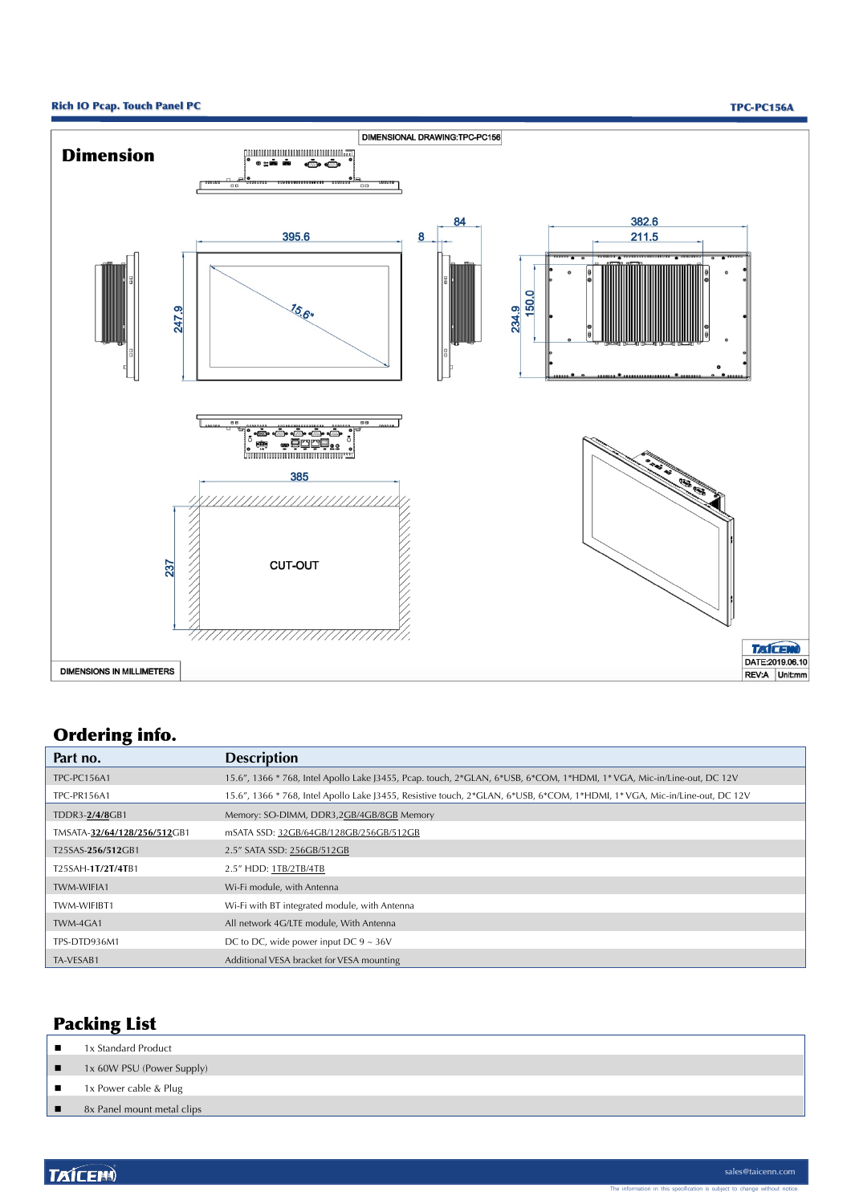## Dimension

DIMENSIONAL DRAWING:TPC-PC156

395.6
8
84
382.6
211.5
247.9
15.6"
234.9
150.0
385
237
CUT-OUT

DIMENSIONS IN MILLIMETERS

DATE:2019.06.10
REV:A Unit:mm

## Ordering info.

| Part no. | Description |
|---|---|
| TPC-PC156A1 | 15.6", 1366 * 768, Intel Apollo Lake J3455, Pcap. touch, 2*GLAN, 6*USB, 6*COM, 1*HDMI, 1* VGA, Mic-in/Line-out, DC 12V |
| TPC-PR156A1 | 15.6", 1366 * 768, Intel Apollo Lake J3455, Resistive touch, 2*GLAN, 6*USB, 6*COM, 1*HDMI, 1* VGA, Mic-in/Line-out, DC 12V |
| TDDR3-**2/4/8**GB1 | Memory: SO-DIMM, DDR3,2GB/4GB/8GB Memory |
| TMSATA-**32/64/128/256/512**GB1 | mSATA SSD: 32GB/64GB/128GB/256GB/512GB |
| T25SAS-**256/512**GB1 | 2.5" SATA SSD: 256GB/512GB |
| T25SAH-**1T/2T/4T**B1 | 2.5" HDD: 1TB/2TB/4TB |
| TWM-WIFIA1 | Wi-Fi module, with Antenna |
| TWM-WIFIBT1 | Wi-Fi with BT integrated module, with Antenna |
| TWM-4GA1 | All network 4G/LTE module, With Antenna |
| TPS-DTD936M1 | DC to DC, wide power input DC 9 ~ 36V |
| TA-VESAB1 | Additional VESA bracket for VESA mounting |

## Packing List

- 1x Standard Product
- 1x 60W PSU (Power Supply)
- 1x Power cable & Plug
- 8x Panel mount metal clips